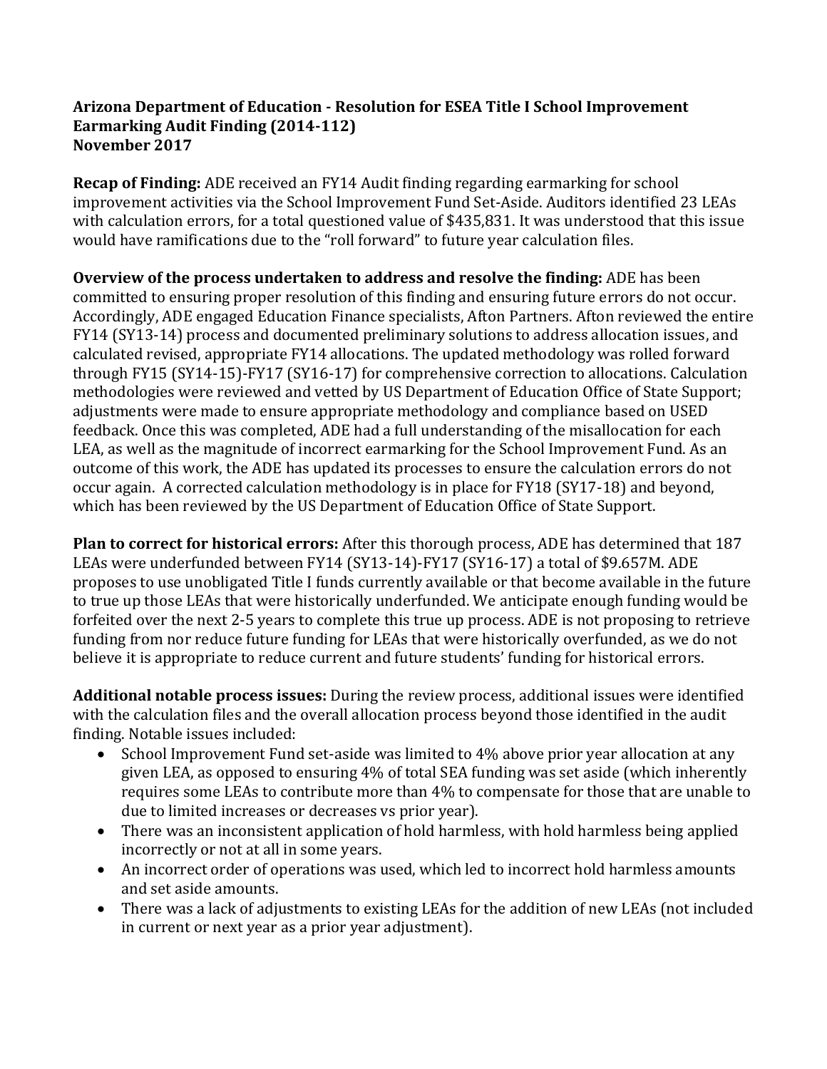**Arizona Department of Education - Resolution for ESEA Title I School Improvement Earmarking Audit Finding (2014-112)**
**November 2017**

**Recap of Finding:** ADE received an FY14 Audit finding regarding earmarking for school improvement activities via the School Improvement Fund Set-Aside. Auditors identified 23 LEAs with calculation errors, for a total questioned value of $435,831. It was understood that this issue would have ramifications due to the "roll forward" to future year calculation files.

**Overview of the process undertaken to address and resolve the finding:** ADE has been committed to ensuring proper resolution of this finding and ensuring future errors do not occur. Accordingly, ADE engaged Education Finance specialists, Afton Partners. Afton reviewed the entire FY14 (SY13-14) process and documented preliminary solutions to address allocation issues, and calculated revised, appropriate FY14 allocations. The updated methodology was rolled forward through FY15 (SY14-15)-FY17 (SY16-17) for comprehensive correction to allocations. Calculation methodologies were reviewed and vetted by US Department of Education Office of State Support; adjustments were made to ensure appropriate methodology and compliance based on USED feedback. Once this was completed, ADE had a full understanding of the misallocation for each LEA, as well as the magnitude of incorrect earmarking for the School Improvement Fund. As an outcome of this work, the ADE has updated its processes to ensure the calculation errors do not occur again. A corrected calculation methodology is in place for FY18 (SY17-18) and beyond, which has been reviewed by the US Department of Education Office of State Support.

**Plan to correct for historical errors:** After this thorough process, ADE has determined that 187 LEAs were underfunded between FY14 (SY13-14)-FY17 (SY16-17) a total of $9.657M. ADE proposes to use unobligated Title I funds currently available or that become available in the future to true up those LEAs that were historically underfunded. We anticipate enough funding would be forfeited over the next 2-5 years to complete this true up process. ADE is not proposing to retrieve funding from nor reduce future funding for LEAs that were historically overfunded, as we do not believe it is appropriate to reduce current and future students' funding for historical errors.

**Additional notable process issues:** During the review process, additional issues were identified with the calculation files and the overall allocation process beyond those identified in the audit finding. Notable issues included:

- School Improvement Fund set-aside was limited to 4% above prior year allocation at any given LEA, as opposed to ensuring 4% of total SEA funding was set aside (which inherently requires some LEAs to contribute more than 4% to compensate for those that are unable to due to limited increases or decreases vs prior year).
- There was an inconsistent application of hold harmless, with hold harmless being applied incorrectly or not at all in some years.
- An incorrect order of operations was used, which led to incorrect hold harmless amounts and set aside amounts.
- There was a lack of adjustments to existing LEAs for the addition of new LEAs (not included in current or next year as a prior year adjustment).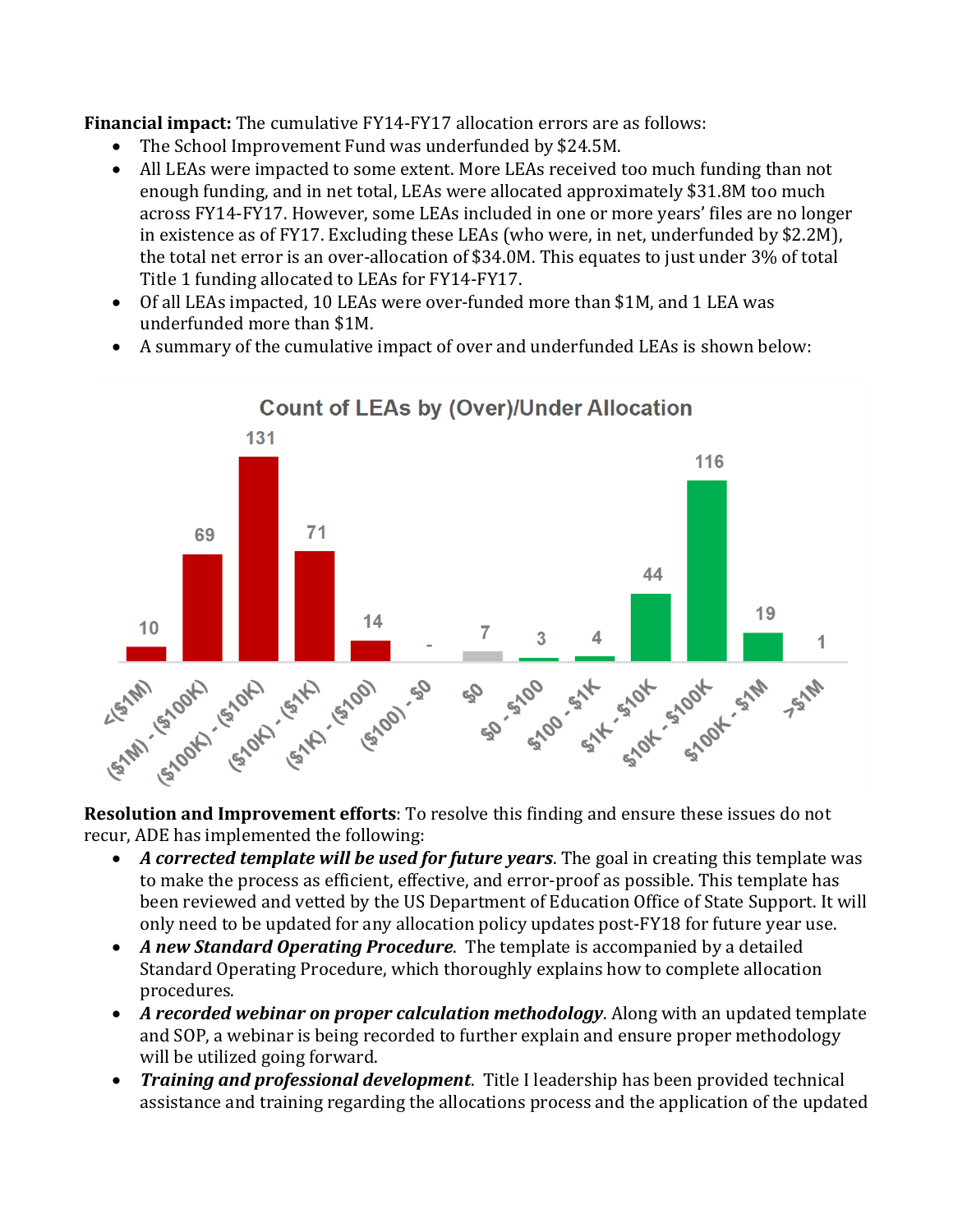**Financial impact:** The cumulative FY14-FY17 allocation errors are as follows:

- The School Improvement Fund was underfunded by $24.5M.
- All LEAs were impacted to some extent. More LEAs received too much funding than not enough funding, and in net total, LEAs were allocated approximately $31.8M too much across FY14-FY17. However, some LEAs included in one or more years' files are no longer in existence as of FY17. Excluding these LEAs (who were, in net, underfunded by $2.2M), the total net error is an over-allocation of $34.0M. This equates to just under 3% of total Title 1 funding allocated to LEAs for FY14-FY17.
- Of all LEAs impacted, 10 LEAs were over-funded more than $1M, and 1 LEA was underfunded more than $1M.
- A summary of the cumulative impact of over and underfunded LEAs is shown below:

**Count of LEAs by (Over)/Under Allocation**

| Range | Count |
|---|---|
| <($1M) | 10 |
| ($1M) - ($100K) | 69 |
| ($100K) - ($10K) | 131 |
| ($10K) - ($1K) | 71 |
| ($1K) - ($100) | 14 |
| ($100) - $0 | - |
| $0 | 7 |
| $0 - $100 | 3 |
| $100 - $1K | 4 |
| $1K - $10K | 44 |
| $10K - $100K | 116 |
| $100K - $1M | 19 |
| >$1M | 1 |

**Resolution and Improvement efforts**: To resolve this finding and ensure these issues do not recur, ADE has implemented the following:

- ***A corrected template will be used for future years***. The goal in creating this template was to make the process as efficient, effective, and error-proof as possible. This template has been reviewed and vetted by the US Department of Education Office of State Support. It will only need to be updated for any allocation policy updates post-FY18 for future year use.
- ***A new Standard Operating Procedure***. The template is accompanied by a detailed Standard Operating Procedure, which thoroughly explains how to complete allocation procedures.
- ***A recorded webinar on proper calculation methodology***. Along with an updated template and SOP, a webinar is being recorded to further explain and ensure proper methodology will be utilized going forward.
- ***Training and professional development***. Title I leadership has been provided technical assistance and training regarding the allocations process and the application of the updated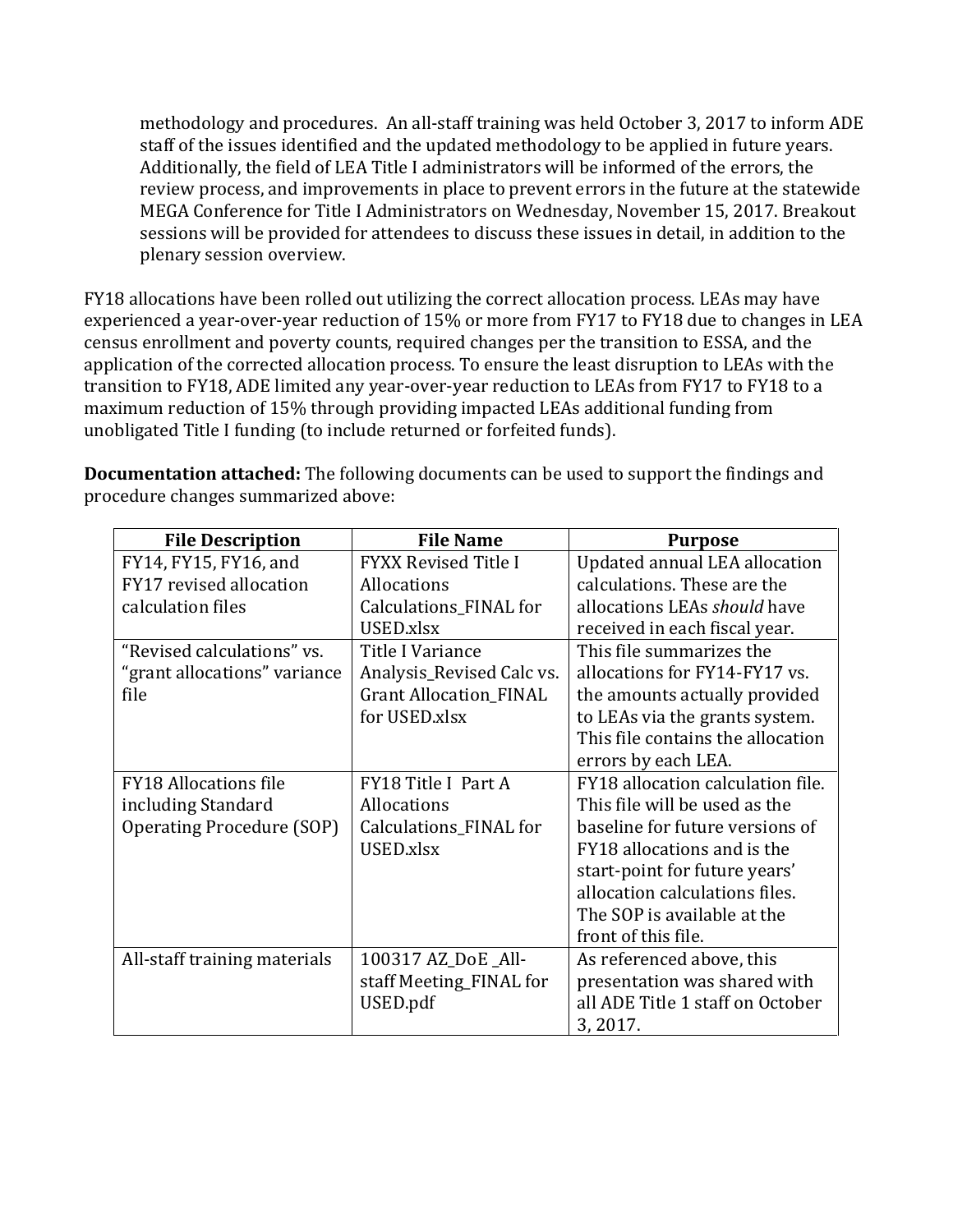methodology and procedures. An all-staff training was held October 3, 2017 to inform ADE staff of the issues identified and the updated methodology to be applied in future years. Additionally, the field of LEA Title I administrators will be informed of the errors, the review process, and improvements in place to prevent errors in the future at the statewide MEGA Conference for Title I Administrators on Wednesday, November 15, 2017. Breakout sessions will be provided for attendees to discuss these issues in detail, in addition to the plenary session overview.

FY18 allocations have been rolled out utilizing the correct allocation process. LEAs may have experienced a year-over-year reduction of 15% or more from FY17 to FY18 due to changes in LEA census enrollment and poverty counts, required changes per the transition to ESSA, and the application of the corrected allocation process. To ensure the least disruption to LEAs with the transition to FY18, ADE limited any year-over-year reduction to LEAs from FY17 to FY18 to a maximum reduction of 15% through providing impacted LEAs additional funding from unobligated Title I funding (to include returned or forfeited funds).

**Documentation attached:** The following documents can be used to support the findings and procedure changes summarized above:

| File Description | File Name | Purpose |
|---|---|---|
| FY14, FY15, FY16, and FY17 revised allocation calculation files | FYXX Revised Title I Allocations Calculations_FINAL for USED.xlsx | Updated annual LEA allocation calculations. These are the allocations LEAs *should* have received in each fiscal year. |
| "Revised calculations" vs. "grant allocations" variance file | Title I Variance Analysis_Revised Calc vs. Grant Allocation_FINAL for USED.xlsx | This file summarizes the allocations for FY14-FY17 vs. the amounts actually provided to LEAs via the grants system. This file contains the allocation errors by each LEA. |
| FY18 Allocations file including Standard Operating Procedure (SOP) | FY18 Title I Part A Allocations Calculations_FINAL for USED.xlsx | FY18 allocation calculation file. This file will be used as the baseline for future versions of FY18 allocations and is the start-point for future years' allocation calculations files. The SOP is available at the front of this file. |
| All-staff training materials | 100317 AZ_DoE _All-staff Meeting_FINAL for USED.pdf | As referenced above, this presentation was shared with all ADE Title 1 staff on October 3, 2017. |